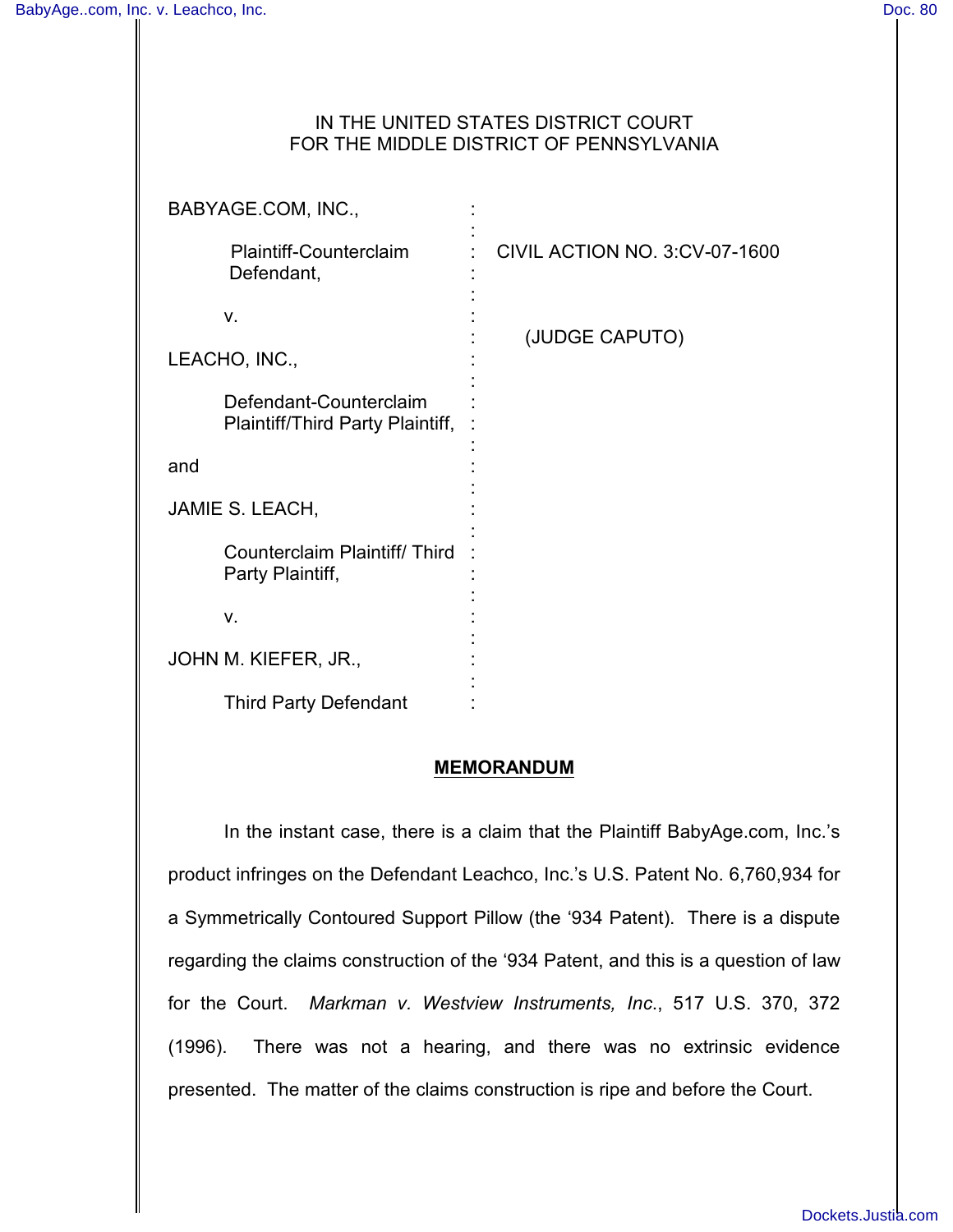IN THE UNITED STATES DISTRICT COURT
FOR THE MIDDLE DISTRICT OF PENNSYLVANIA

| | | |
|---|---|---|
| BABYAGE.COM, INC., | : | |
| Plaintiff-Counterclaim Defendant, | : | CIVIL ACTION NO. 3:CV-07-1600 |
| v. | : | (JUDGE CAPUTO) |
| LEACHO, INC., | : | |
| Defendant-Counterclaim Plaintiff/Third Party Plaintiff, | : | |
| and | : | |
| JAMIE S. LEACH, | : | |
| Counterclaim Plaintiff/ Third Party Plaintiff, | : | |
| v. | : | |
| JOHN M. KIEFER, JR., | : | |
| Third Party Defendant | : | |

**MEMORANDUM**

In the instant case, there is a claim that the Plaintiff BabyAge.com, Inc.'s product infringes on the Defendant Leachco, Inc.'s U.S. Patent No. 6,760,934 for a Symmetrically Contoured Support Pillow (the '934 Patent). There is a dispute regarding the claims construction of the '934 Patent, and this is a question of law for the Court. *Markman v. Westview Instruments, Inc.*, 517 U.S. 370, 372 (1996). There was not a hearing, and there was no extrinsic evidence presented. The matter of the claims construction is ripe and before the Court.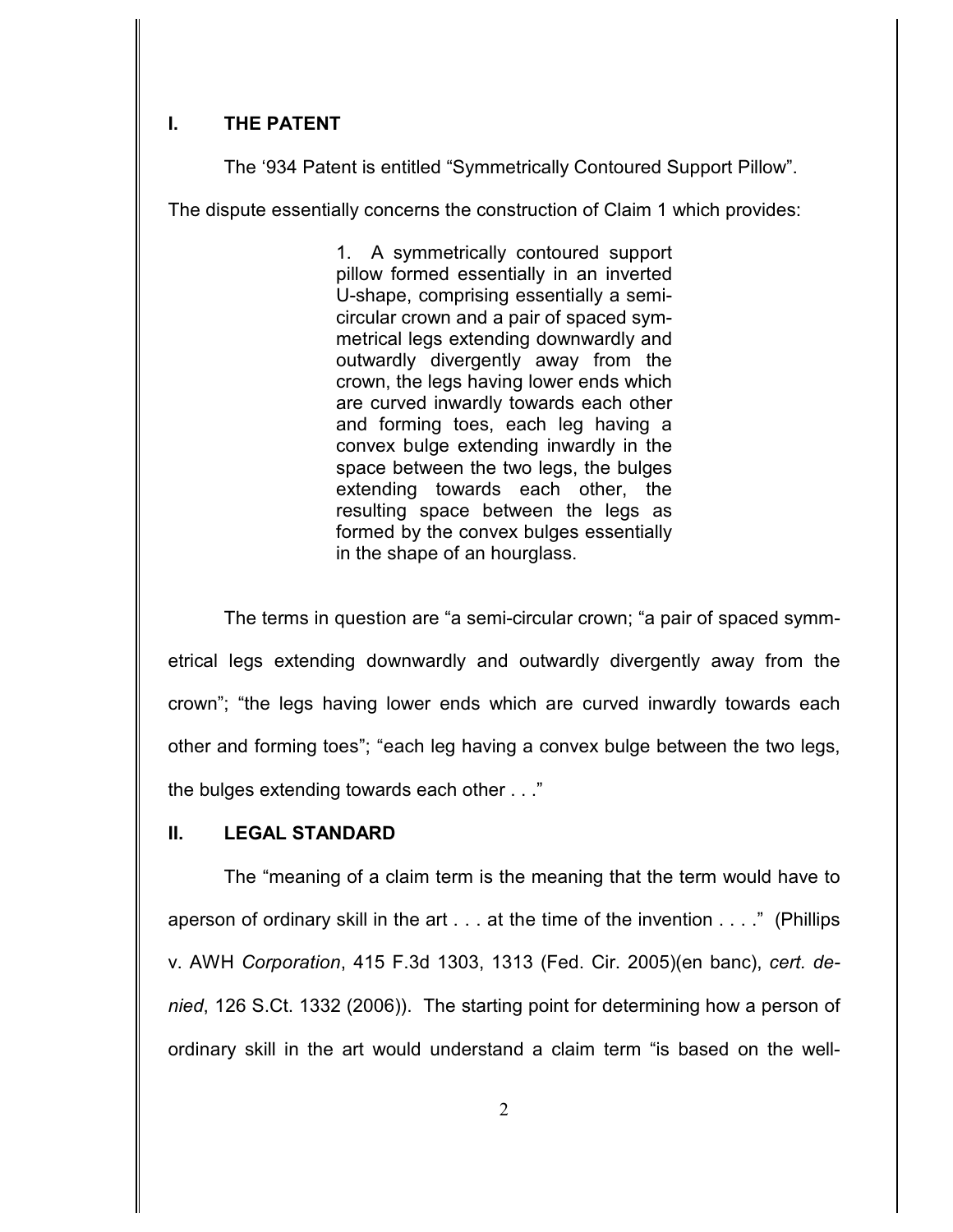## I. THE PATENT

The '934 Patent is entitled "Symmetrically Contoured Support Pillow".

The dispute essentially concerns the construction of Claim 1 which provides:

> 1. A symmetrically contoured support pillow formed essentially in an inverted U-shape, comprising essentially a semi-circular crown and a pair of spaced symmetrical legs extending downwardly and outwardly divergently away from the crown, the legs having lower ends which are curved inwardly towards each other and forming toes, each leg having a convex bulge extending inwardly in the space between the two legs, the bulges extending towards each other, the resulting space between the legs as formed by the convex bulges essentially in the shape of an hourglass.

The terms in question are "a semi-circular crown; "a pair of spaced symmetrical legs extending downwardly and outwardly divergently away from the crown"; "the legs having lower ends which are curved inwardly towards each other and forming toes"; "each leg having a convex bulge between the two legs, the bulges extending towards each other . . ."

## II. LEGAL STANDARD

The "meaning of a claim term is the meaning that the term would have to aperson of ordinary skill in the art . . . at the time of the invention . . . ." (Phillips v. AWH *Corporation*, 415 F.3d 1303, 1313 (Fed. Cir. 2005)(en banc), *cert. denied*, 126 S.Ct. 1332 (2006)). The starting point for determining how a person of ordinary skill in the art would understand a claim term "is based on the well-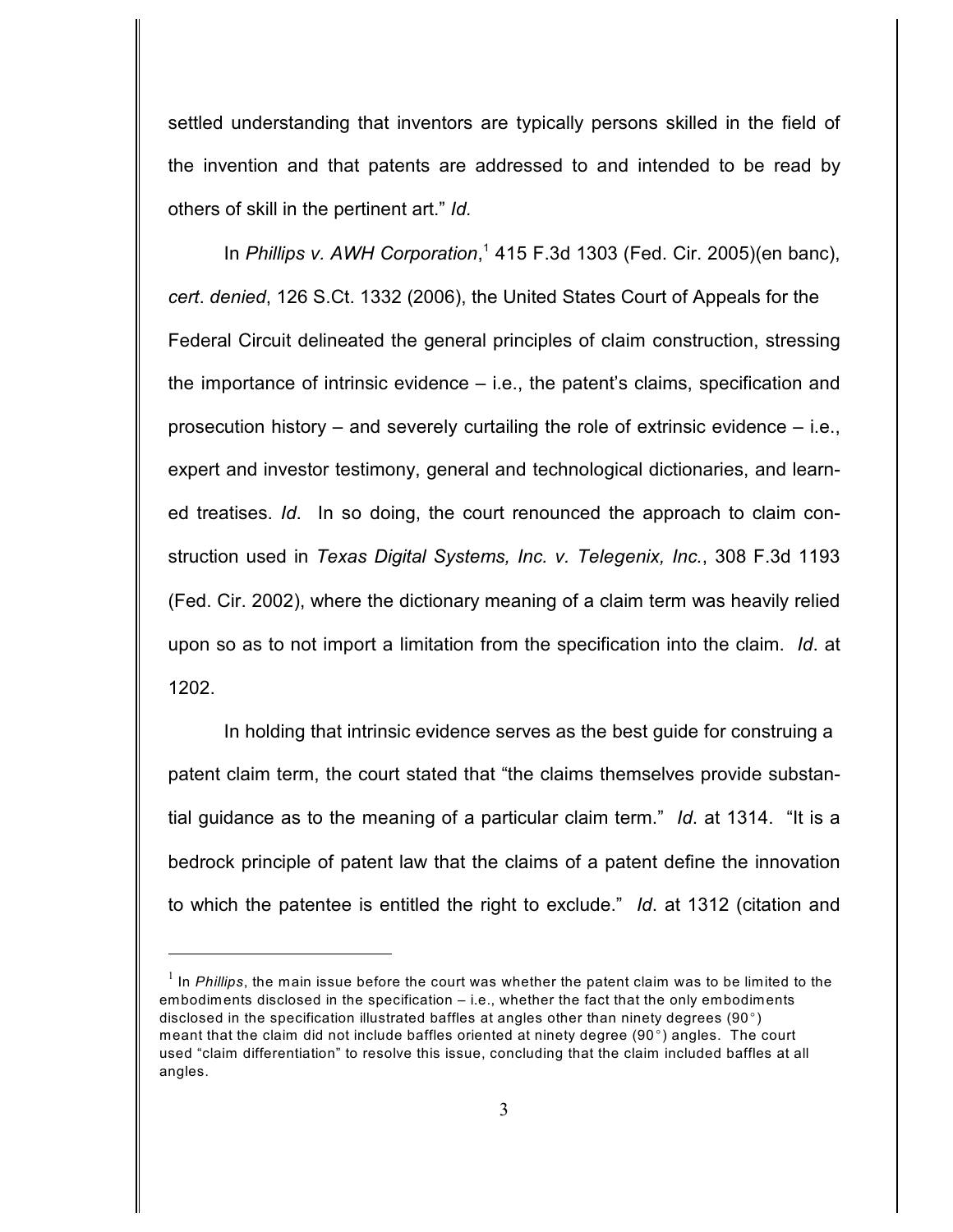settled understanding that inventors are typically persons skilled in the field of the invention and that patents are addressed to and intended to be read by others of skill in the pertinent art." *Id.*

In *Phillips v. AWH Corporation*,[1] 415 F.3d 1303 (Fed. Cir. 2005)(en banc), *cert. denied*, 126 S.Ct. 1332 (2006), the United States Court of Appeals for the Federal Circuit delineated the general principles of claim construction, stressing the importance of intrinsic evidence – i.e., the patent's claims, specification and prosecution history – and severely curtailing the role of extrinsic evidence – i.e., expert and investor testimony, general and technological dictionaries, and learned treatises. *Id.* In so doing, the court renounced the approach to claim construction used in *Texas Digital Systems, Inc. v. Telegenix, Inc.*, 308 F.3d 1193 (Fed. Cir. 2002), where the dictionary meaning of a claim term was heavily relied upon so as to not import a limitation from the specification into the claim. *Id*. at 1202.

In holding that intrinsic evidence serves as the best guide for construing a patent claim term, the court stated that "the claims themselves provide substantial guidance as to the meaning of a particular claim term." *Id*. at 1314. "It is a bedrock principle of patent law that the claims of a patent define the innovation to which the patentee is entitled the right to exclude." *Id*. at 1312 (citation and

---

[1] In *Phillips*, the main issue before the court was whether the patent claim was to be limited to the embodiments disclosed in the specification – i.e., whether the fact that the only embodiments disclosed in the specification illustrated baffles at angles other than ninety degrees (90°) meant that the claim did not include baffles oriented at ninety degree (90°) angles. The court used "claim differentiation" to resolve this issue, concluding that the claim included baffles at all angles.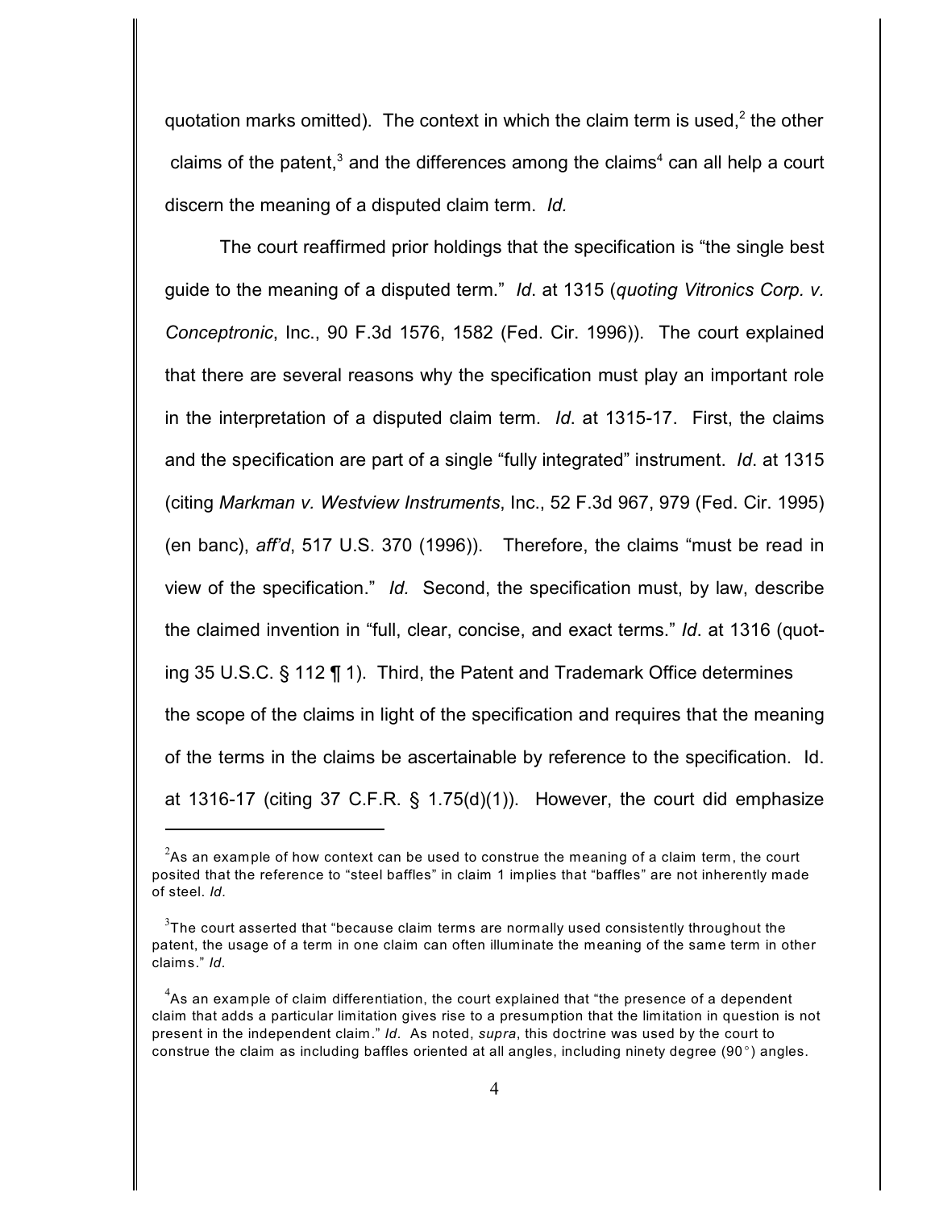quotation marks omitted). The context in which the claim term is used,[2] the other claims of the patent,[3] and the differences among the claims[4] can all help a court discern the meaning of a disputed claim term. *Id.*

The court reaffirmed prior holdings that the specification is "the single best guide to the meaning of a disputed term." *Id*. at 1315 (*quoting Vitronics Corp. v. Conceptronic*, Inc., 90 F.3d 1576, 1582 (Fed. Cir. 1996)). The court explained that there are several reasons why the specification must play an important role in the interpretation of a disputed claim term. *Id*. at 1315-17. First, the claims and the specification are part of a single "fully integrated" instrument. *Id*. at 1315 (citing *Markman v. Westview Instruments*, Inc., 52 F.3d 967, 979 (Fed. Cir. 1995) (en banc), *aff'd*, 517 U.S. 370 (1996)). Therefore, the claims "must be read in view of the specification." *Id.* Second, the specification must, by law, describe the claimed invention in "full, clear, concise, and exact terms." *Id*. at 1316 (quoting 35 U.S.C. § 112 ¶ 1). Third, the Patent and Trademark Office determines the scope of the claims in light of the specification and requires that the meaning of the terms in the claims be ascertainable by reference to the specification. Id. at 1316-17 (citing 37 C.F.R. § 1.75(d)(1)). However, the court did emphasize

---

[2]As an example of how context can be used to construe the meaning of a claim term, the court posited that the reference to "steel baffles" in claim 1 implies that "baffles" are not inherently made of steel. *Id.*

[3]The court asserted that "because claim terms are normally used consistently throughout the patent, the usage of a term in one claim can often illuminate the meaning of the same term in other claims." *Id.*

[4]As an example of claim differentiation, the court explained that "the presence of a dependent claim that adds a particular limitation gives rise to a presumption that the limitation in question is not present in the independent claim." *Id.* As noted, *supra*, this doctrine was used by the court to construe the claim as including baffles oriented at all angles, including ninety degree (90°) angles.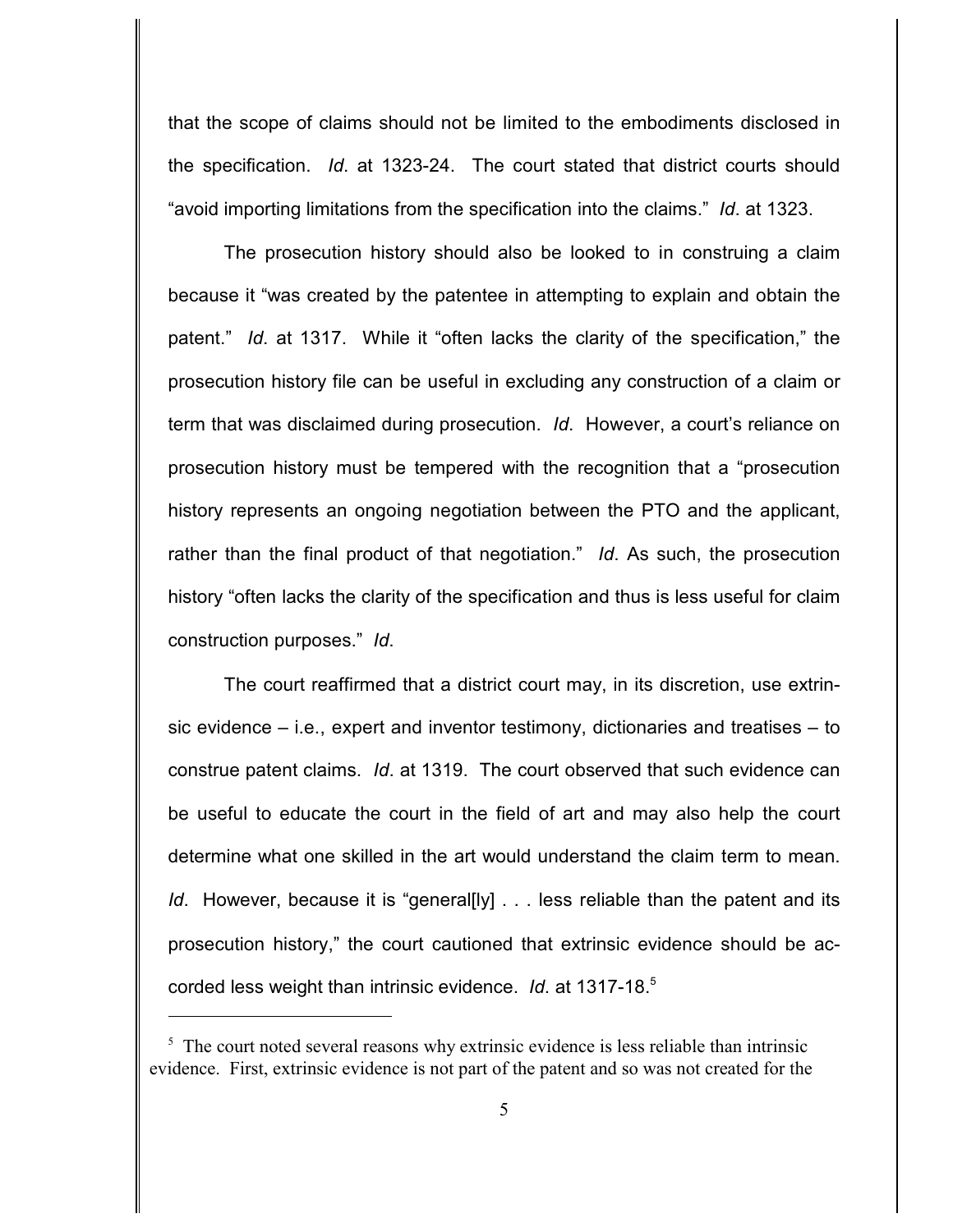that the scope of claims should not be limited to the embodiments disclosed in the specification. *Id*. at 1323-24. The court stated that district courts should "avoid importing limitations from the specification into the claims." *Id*. at 1323.

The prosecution history should also be looked to in construing a claim because it "was created by the patentee in attempting to explain and obtain the patent." *Id*. at 1317. While it "often lacks the clarity of the specification," the prosecution history file can be useful in excluding any construction of a claim or term that was disclaimed during prosecution. *Id*. However, a court's reliance on prosecution history must be tempered with the recognition that a "prosecution history represents an ongoing negotiation between the PTO and the applicant, rather than the final product of that negotiation." *Id*. As such, the prosecution history "often lacks the clarity of the specification and thus is less useful for claim construction purposes." *Id*.

The court reaffirmed that a district court may, in its discretion, use extrinsic evidence – i.e., expert and inventor testimony, dictionaries and treatises – to construe patent claims. *Id*. at 1319. The court observed that such evidence can be useful to educate the court in the field of art and may also help the court determine what one skilled in the art would understand the claim term to mean. *Id*. However, because it is "general[ly] . . . less reliable than the patent and its prosecution history," the court cautioned that extrinsic evidence should be accorded less weight than intrinsic evidence. *Id*. at 1317-18.[5]

---

[5] The court noted several reasons why extrinsic evidence is less reliable than intrinsic evidence. First, extrinsic evidence is not part of the patent and so was not created for the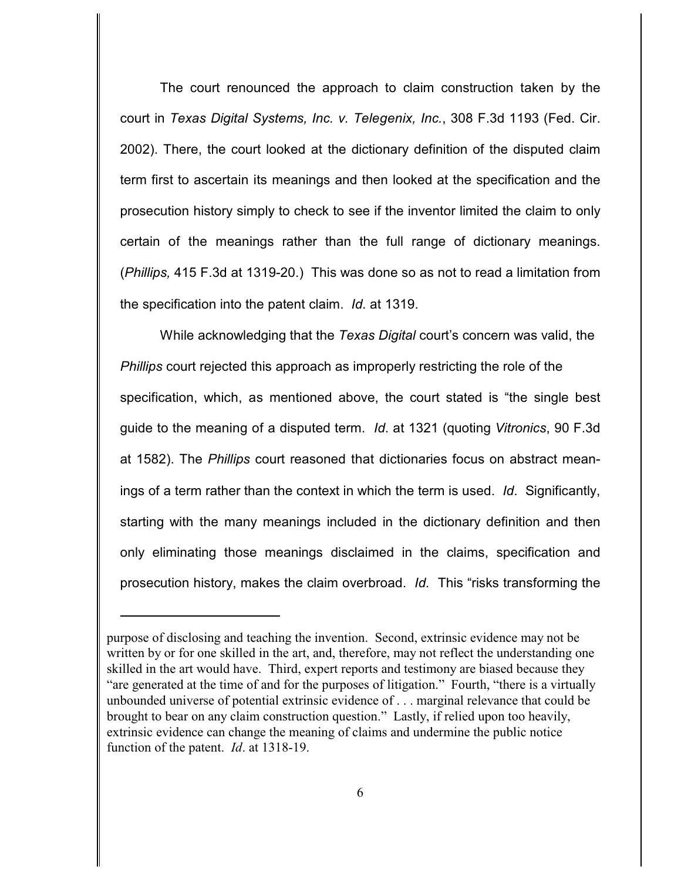The court renounced the approach to claim construction taken by the court in *Texas Digital Systems, Inc. v. Telegenix, Inc.*, 308 F.3d 1193 (Fed. Cir. 2002). There, the court looked at the dictionary definition of the disputed claim term first to ascertain its meanings and then looked at the specification and the prosecution history simply to check to see if the inventor limited the claim to only certain of the meanings rather than the full range of dictionary meanings. (*Phillips,* 415 F.3d at 1319-20.) This was done so as not to read a limitation from the specification into the patent claim. *Id.* at 1319.

While acknowledging that the *Texas Digital* court's concern was valid, the *Phillips* court rejected this approach as improperly restricting the role of the specification, which, as mentioned above, the court stated is "the single best guide to the meaning of a disputed term. *Id*. at 1321 (quoting *Vitronics*, 90 F.3d at 1582). The *Phillips* court reasoned that dictionaries focus on abstract meanings of a term rather than the context in which the term is used. *Id*. Significantly, starting with the many meanings included in the dictionary definition and then only eliminating those meanings disclaimed in the claims, specification and prosecution history, makes the claim overbroad. *Id.* This "risks transforming the

---

purpose of disclosing and teaching the invention. Second, extrinsic evidence may not be written by or for one skilled in the art, and, therefore, may not reflect the understanding one skilled in the art would have. Third, expert reports and testimony are biased because they "are generated at the time of and for the purposes of litigation." Fourth, "there is a virtually unbounded universe of potential extrinsic evidence of . . . marginal relevance that could be brought to bear on any claim construction question." Lastly, if relied upon too heavily, extrinsic evidence can change the meaning of claims and undermine the public notice function of the patent. *Id*. at 1318-19.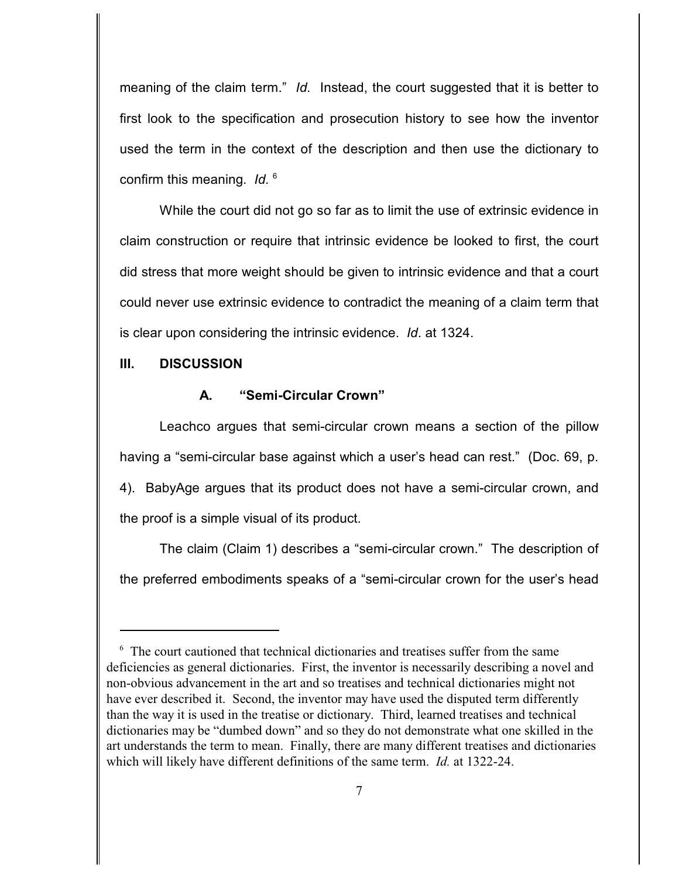meaning of the claim term." *Id.* Instead, the court suggested that it is better to first look to the specification and prosecution history to see how the inventor used the term in the context of the description and then use the dictionary to confirm this meaning. *Id.* [6]

While the court did not go so far as to limit the use of extrinsic evidence in claim construction or require that intrinsic evidence be looked to first, the court did stress that more weight should be given to intrinsic evidence and that a court could never use extrinsic evidence to contradict the meaning of a claim term that is clear upon considering the intrinsic evidence. *Id*. at 1324.

## III. DISCUSSION

### A. "Semi-Circular Crown"

Leachco argues that semi-circular crown means a section of the pillow having a "semi-circular base against which a user's head can rest." (Doc. 69, p. 4). BabyAge argues that its product does not have a semi-circular crown, and the proof is a simple visual of its product.

The claim (Claim 1) describes a "semi-circular crown." The description of the preferred embodiments speaks of a "semi-circular crown for the user's head

---

[6] The court cautioned that technical dictionaries and treatises suffer from the same deficiencies as general dictionaries. First, the inventor is necessarily describing a novel and non-obvious advancement in the art and so treatises and technical dictionaries might not have ever described it. Second, the inventor may have used the disputed term differently than the way it is used in the treatise or dictionary. Third, learned treatises and technical dictionaries may be "dumbed down" and so they do not demonstrate what one skilled in the art understands the term to mean. Finally, there are many different treatises and dictionaries which will likely have different definitions of the same term. *Id.* at 1322-24.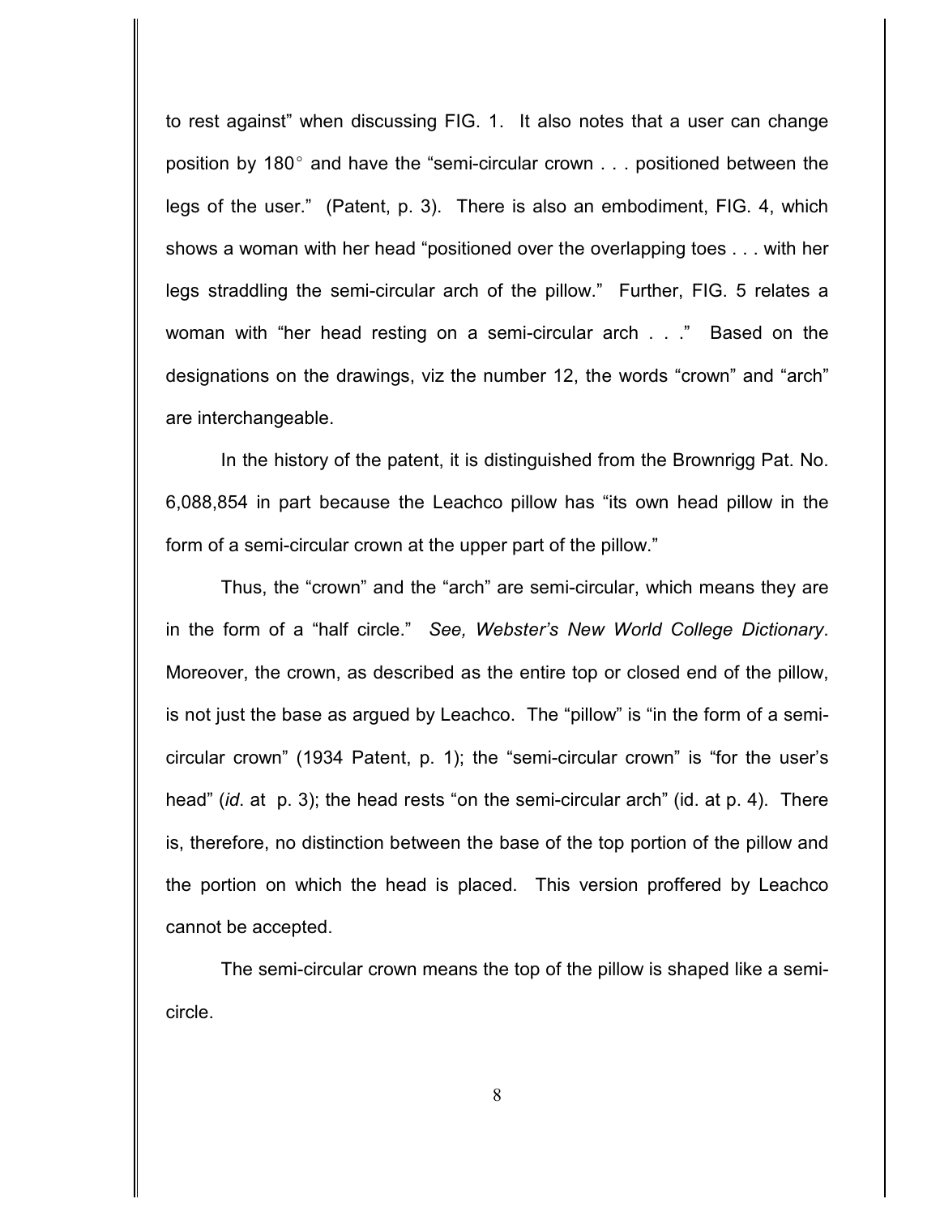to rest against" when discussing FIG. 1. It also notes that a user can change position by 180° and have the "semi-circular crown . . . positioned between the legs of the user." (Patent, p. 3). There is also an embodiment, FIG. 4, which shows a woman with her head "positioned over the overlapping toes . . . with her legs straddling the semi-circular arch of the pillow." Further, FIG. 5 relates a woman with "her head resting on a semi-circular arch . . ." Based on the designations on the drawings, viz the number 12, the words "crown" and "arch" are interchangeable.

In the history of the patent, it is distinguished from the Brownrigg Pat. No. 6,088,854 in part because the Leachco pillow has "its own head pillow in the form of a semi-circular crown at the upper part of the pillow."

Thus, the "crown" and the "arch" are semi-circular, which means they are in the form of a "half circle." *See, Webster's New World College Dictionary*. Moreover, the crown, as described as the entire top or closed end of the pillow, is not just the base as argued by Leachco. The "pillow" is "in the form of a semi-circular crown" (1934 Patent, p. 1); the "semi-circular crown" is "for the user's head" (*id*. at p. 3); the head rests "on the semi-circular arch" (id. at p. 4). There is, therefore, no distinction between the base of the top portion of the pillow and the portion on which the head is placed. This version proffered by Leachco cannot be accepted.

The semi-circular crown means the top of the pillow is shaped like a semi-circle.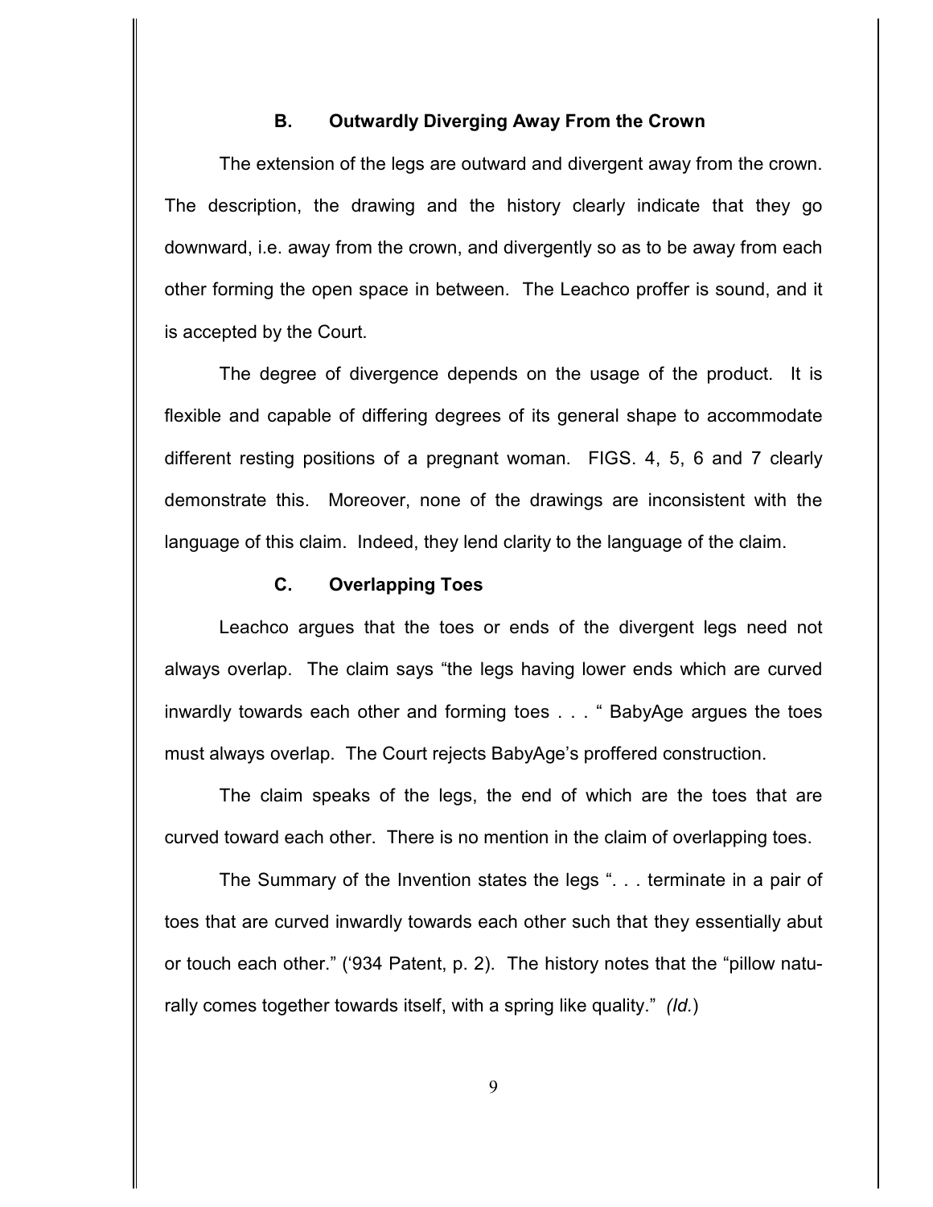### B. Outwardly Diverging Away From the Crown

The extension of the legs are outward and divergent away from the crown. The description, the drawing and the history clearly indicate that they go downward, i.e. away from the crown, and divergently so as to be away from each other forming the open space in between. The Leachco proffer is sound, and it is accepted by the Court.

The degree of divergence depends on the usage of the product. It is flexible and capable of differing degrees of its general shape to accommodate different resting positions of a pregnant woman. FIGS. 4, 5, 6 and 7 clearly demonstrate this. Moreover, none of the drawings are inconsistent with the language of this claim. Indeed, they lend clarity to the language of the claim.

### C. Overlapping Toes

Leachco argues that the toes or ends of the divergent legs need not always overlap. The claim says "the legs having lower ends which are curved inwardly towards each other and forming toes . . . " BabyAge argues the toes must always overlap. The Court rejects BabyAge's proffered construction.

The claim speaks of the legs, the end of which are the toes that are curved toward each other. There is no mention in the claim of overlapping toes.

The Summary of the Invention states the legs ". . . terminate in a pair of toes that are curved inwardly towards each other such that they essentially abut or touch each other." ('934 Patent, p. 2). The history notes that the "pillow naturally comes together towards itself, with a spring like quality." *(Id.)*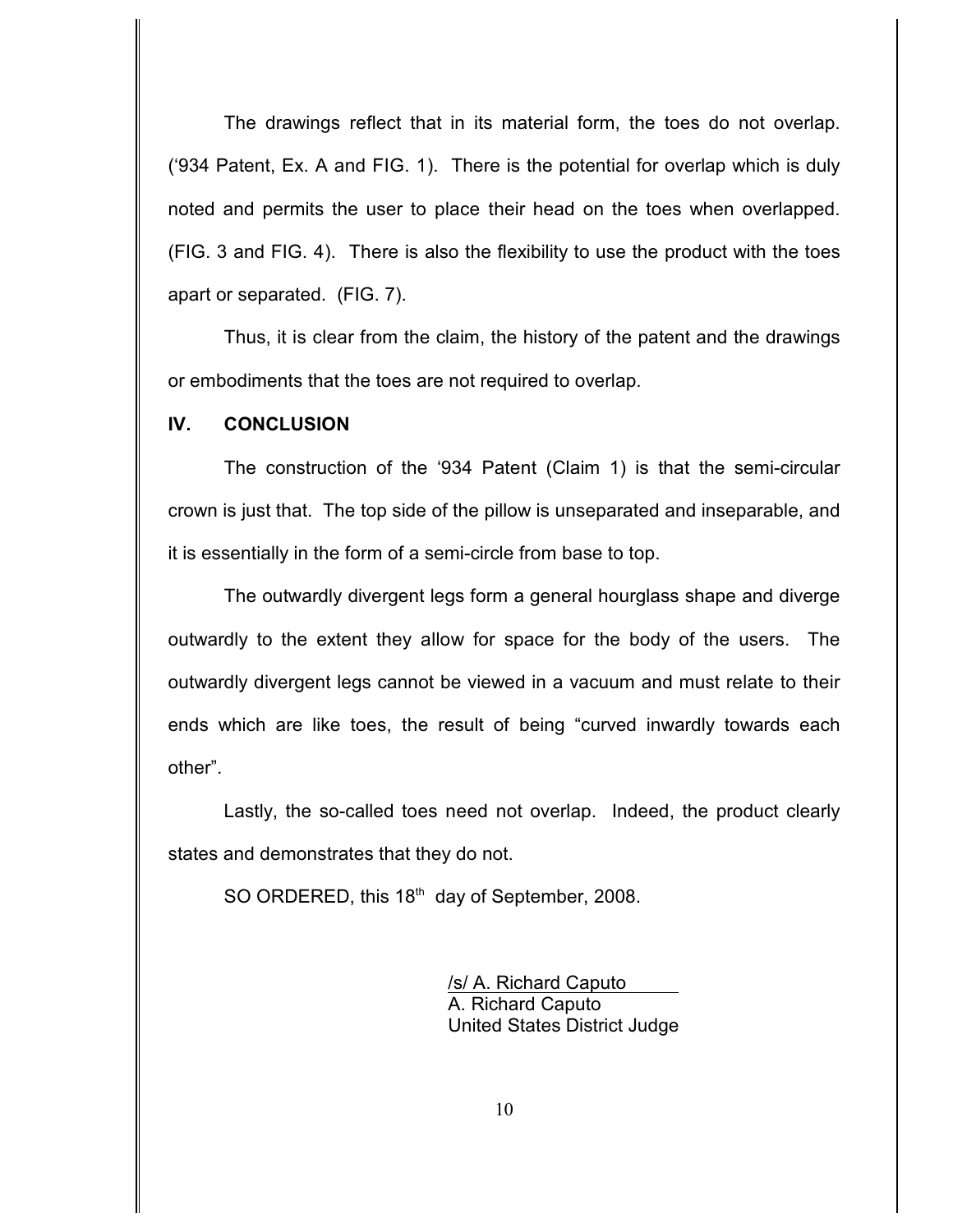The drawings reflect that in its material form, the toes do not overlap. ('934 Patent, Ex. A and FIG. 1). There is the potential for overlap which is duly noted and permits the user to place their head on the toes when overlapped. (FIG. 3 and FIG. 4). There is also the flexibility to use the product with the toes apart or separated. (FIG. 7).

Thus, it is clear from the claim, the history of the patent and the drawings or embodiments that the toes are not required to overlap.

## IV. CONCLUSION

The construction of the '934 Patent (Claim 1) is that the semi-circular crown is just that. The top side of the pillow is unseparated and inseparable, and it is essentially in the form of a semi-circle from base to top.

The outwardly divergent legs form a general hourglass shape and diverge outwardly to the extent they allow for space for the body of the users. The outwardly divergent legs cannot be viewed in a vacuum and must relate to their ends which are like toes, the result of being "curved inwardly towards each other".

Lastly, the so-called toes need not overlap. Indeed, the product clearly states and demonstrates that they do not.

SO ORDERED, this 18th day of September, 2008.

/s/ A. Richard Caputo
A. Richard Caputo
United States District Judge